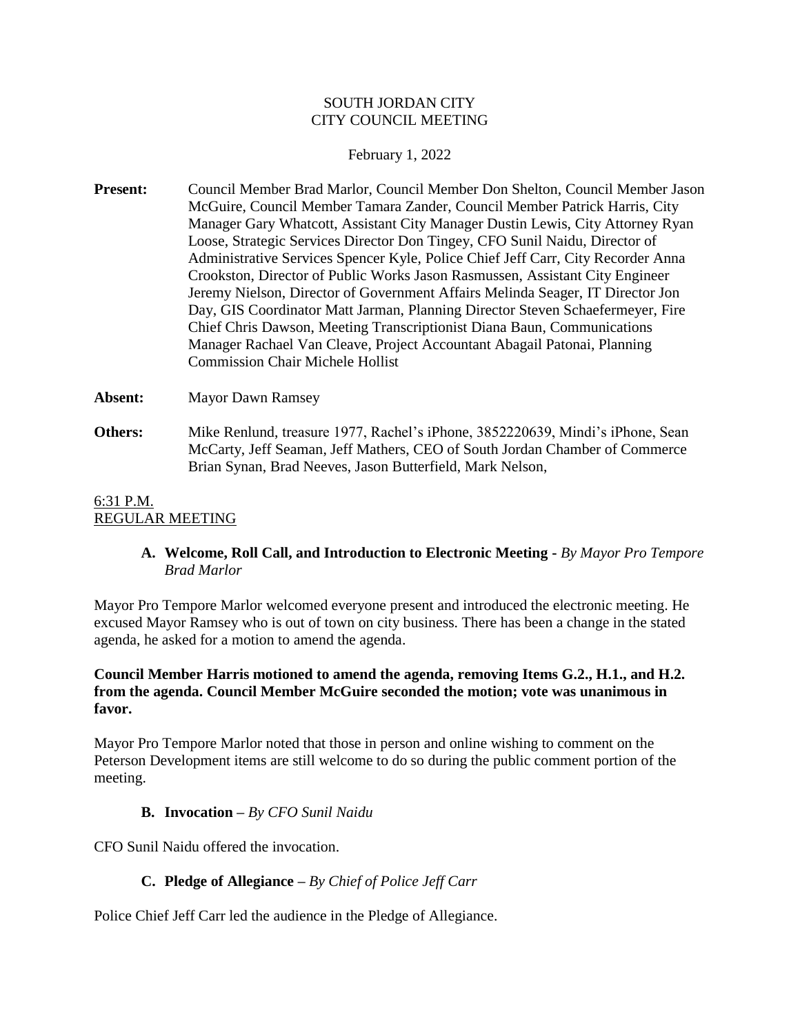SOUTH JORDAN CITY
CITY COUNCIL MEETING

February 1, 2022

**Present:** Council Member Brad Marlor, Council Member Don Shelton, Council Member Jason McGuire, Council Member Tamara Zander, Council Member Patrick Harris, City Manager Gary Whatcott, Assistant City Manager Dustin Lewis, City Attorney Ryan Loose, Strategic Services Director Don Tingey, CFO Sunil Naidu, Director of Administrative Services Spencer Kyle, Police Chief Jeff Carr, City Recorder Anna Crookston, Director of Public Works Jason Rasmussen, Assistant City Engineer Jeremy Nielson, Director of Government Affairs Melinda Seager, IT Director Jon Day, GIS Coordinator Matt Jarman, Planning Director Steven Schaefermeyer, Fire Chief Chris Dawson, Meeting Transcriptionist Diana Baun, Communications Manager Rachael Van Cleave, Project Accountant Abagail Patonai, Planning Commission Chair Michele Hollist

**Absent:** Mayor Dawn Ramsey

**Others:** Mike Renlund, treasure 1977, Rachel's iPhone, 3852220639, Mindi's iPhone, Sean McCarty, Jeff Seaman, Jeff Mathers, CEO of South Jordan Chamber of Commerce Brian Synan, Brad Neeves, Jason Butterfield, Mark Nelson,

<u>6:31 P.M.</u>
<u>REGULAR MEETING</u>

**A. Welcome, Roll Call, and Introduction to Electronic Meeting -** *By Mayor Pro Tempore Brad Marlor*

Mayor Pro Tempore Marlor welcomed everyone present and introduced the electronic meeting. He excused Mayor Ramsey who is out of town on city business. There has been a change in the stated agenda, he asked for a motion to amend the agenda.

**Council Member Harris motioned to amend the agenda, removing Items G.2., H.1., and H.2. from the agenda. Council Member McGuire seconded the motion; vote was unanimous in favor.**

Mayor Pro Tempore Marlor noted that those in person and online wishing to comment on the Peterson Development items are still welcome to do so during the public comment portion of the meeting.

**B. Invocation –** *By CFO Sunil Naidu*

CFO Sunil Naidu offered the invocation.

**C. Pledge of Allegiance –** *By Chief of Police Jeff Carr*

Police Chief Jeff Carr led the audience in the Pledge of Allegiance.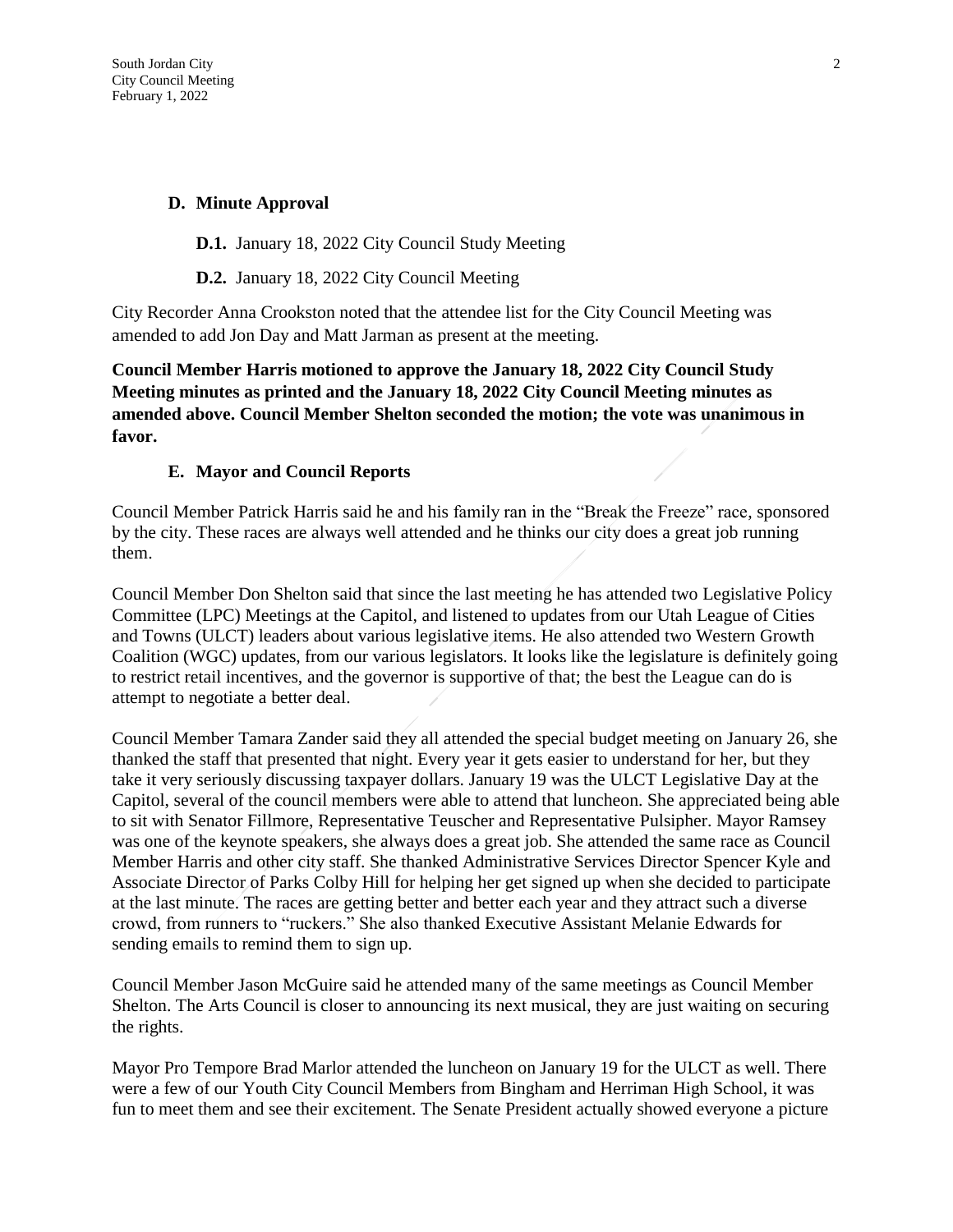### D. Minute Approval

**D.1.** January 18, 2022 City Council Study Meeting

**D.2.** January 18, 2022 City Council Meeting

City Recorder Anna Crookston noted that the attendee list for the City Council Meeting was amended to add Jon Day and Matt Jarman as present at the meeting.

**Council Member Harris motioned to approve the January 18, 2022 City Council Study Meeting minutes as printed and the January 18, 2022 City Council Meeting minutes as amended above. Council Member Shelton seconded the motion; the vote was unanimous in favor.**

### E. Mayor and Council Reports

Council Member Patrick Harris said he and his family ran in the "Break the Freeze" race, sponsored by the city. These races are always well attended and he thinks our city does a great job running them.

Council Member Don Shelton said that since the last meeting he has attended two Legislative Policy Committee (LPC) Meetings at the Capitol, and listened to updates from our Utah League of Cities and Towns (ULCT) leaders about various legislative items. He also attended two Western Growth Coalition (WGC) updates, from our various legislators. It looks like the legislature is definitely going to restrict retail incentives, and the governor is supportive of that; the best the League can do is attempt to negotiate a better deal.

Council Member Tamara Zander said they all attended the special budget meeting on January 26, she thanked the staff that presented that night. Every year it gets easier to understand for her, but they take it very seriously discussing taxpayer dollars. January 19 was the ULCT Legislative Day at the Capitol, several of the council members were able to attend that luncheon. She appreciated being able to sit with Senator Fillmore, Representative Teuscher and Representative Pulsipher. Mayor Ramsey was one of the keynote speakers, she always does a great job. She attended the same race as Council Member Harris and other city staff. She thanked Administrative Services Director Spencer Kyle and Associate Director of Parks Colby Hill for helping her get signed up when she decided to participate at the last minute. The races are getting better and better each year and they attract such a diverse crowd, from runners to "ruckers." She also thanked Executive Assistant Melanie Edwards for sending emails to remind them to sign up.

Council Member Jason McGuire said he attended many of the same meetings as Council Member Shelton. The Arts Council is closer to announcing its next musical, they are just waiting on securing the rights.

Mayor Pro Tempore Brad Marlor attended the luncheon on January 19 for the ULCT as well. There were a few of our Youth City Council Members from Bingham and Herriman High School, it was fun to meet them and see their excitement. The Senate President actually showed everyone a picture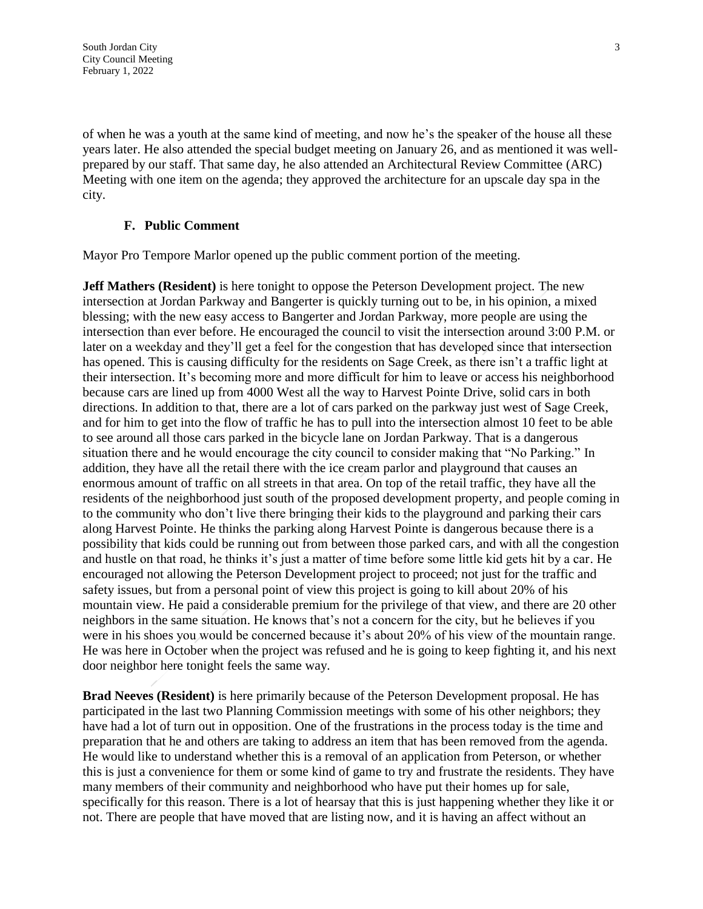of when he was a youth at the same kind of meeting, and now he's the speaker of the house all these years later. He also attended the special budget meeting on January 26, and as mentioned it was well-prepared by our staff. That same day, he also attended an Architectural Review Committee (ARC) Meeting with one item on the agenda; they approved the architecture for an upscale day spa in the city.

### F. Public Comment

Mayor Pro Tempore Marlor opened up the public comment portion of the meeting.

**Jeff Mathers (Resident)** is here tonight to oppose the Peterson Development project. The new intersection at Jordan Parkway and Bangerter is quickly turning out to be, in his opinion, a mixed blessing; with the new easy access to Bangerter and Jordan Parkway, more people are using the intersection than ever before. He encouraged the council to visit the intersection around 3:00 P.M. or later on a weekday and they'll get a feel for the congestion that has developed since that intersection has opened. This is causing difficulty for the residents on Sage Creek, as there isn't a traffic light at their intersection. It's becoming more and more difficult for him to leave or access his neighborhood because cars are lined up from 4000 West all the way to Harvest Pointe Drive, solid cars in both directions. In addition to that, there are a lot of cars parked on the parkway just west of Sage Creek, and for him to get into the flow of traffic he has to pull into the intersection almost 10 feet to be able to see around all those cars parked in the bicycle lane on Jordan Parkway. That is a dangerous situation there and he would encourage the city council to consider making that "No Parking." In addition, they have all the retail there with the ice cream parlor and playground that causes an enormous amount of traffic on all streets in that area. On top of the retail traffic, they have all the residents of the neighborhood just south of the proposed development property, and people coming in to the community who don't live there bringing their kids to the playground and parking their cars along Harvest Pointe. He thinks the parking along Harvest Pointe is dangerous because there is a possibility that kids could be running out from between those parked cars, and with all the congestion and hustle on that road, he thinks it's just a matter of time before some little kid gets hit by a car. He encouraged not allowing the Peterson Development project to proceed; not just for the traffic and safety issues, but from a personal point of view this project is going to kill about 20% of his mountain view. He paid a considerable premium for the privilege of that view, and there are 20 other neighbors in the same situation. He knows that's not a concern for the city, but he believes if you were in his shoes you would be concerned because it's about 20% of his view of the mountain range. He was here in October when the project was refused and he is going to keep fighting it, and his next door neighbor here tonight feels the same way.

**Brad Neeves (Resident)** is here primarily because of the Peterson Development proposal. He has participated in the last two Planning Commission meetings with some of his other neighbors; they have had a lot of turn out in opposition. One of the frustrations in the process today is the time and preparation that he and others are taking to address an item that has been removed from the agenda. He would like to understand whether this is a removal of an application from Peterson, or whether this is just a convenience for them or some kind of game to try and frustrate the residents. They have many members of their community and neighborhood who have put their homes up for sale, specifically for this reason. There is a lot of hearsay that this is just happening whether they like it or not. There are people that have moved that are listing now, and it is having an affect without an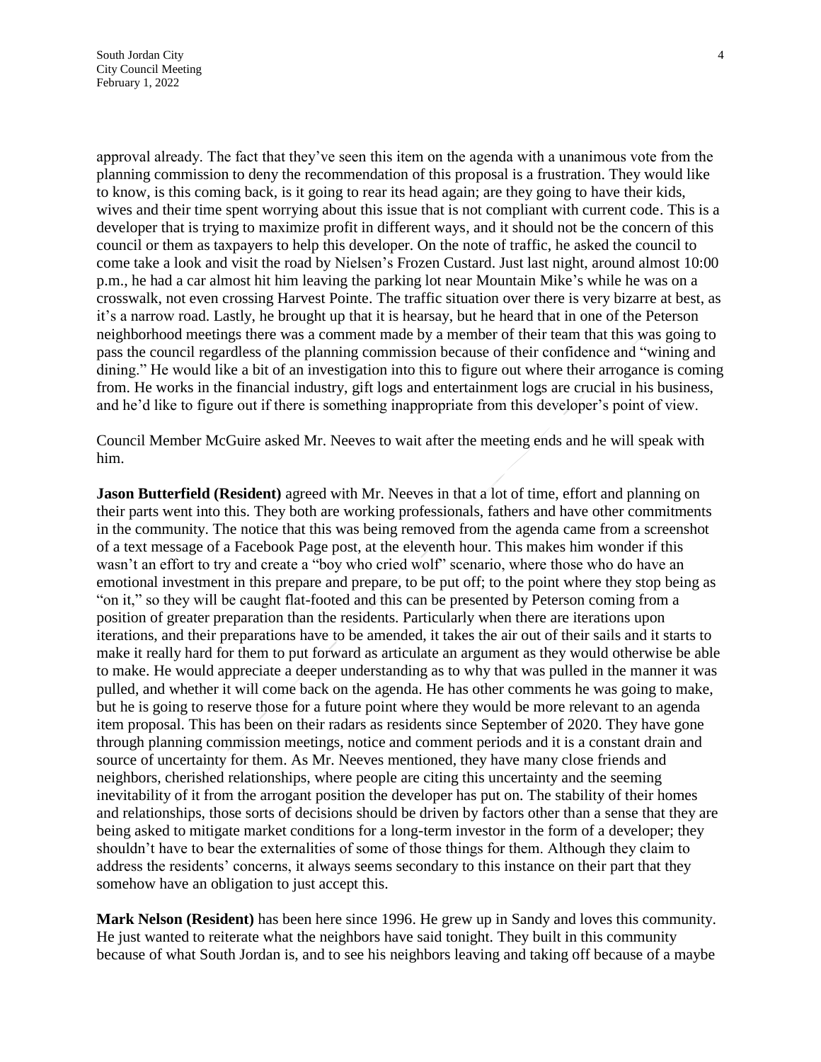approval already. The fact that they've seen this item on the agenda with a unanimous vote from the planning commission to deny the recommendation of this proposal is a frustration. They would like to know, is this coming back, is it going to rear its head again; are they going to have their kids, wives and their time spent worrying about this issue that is not compliant with current code. This is a developer that is trying to maximize profit in different ways, and it should not be the concern of this council or them as taxpayers to help this developer. On the note of traffic, he asked the council to come take a look and visit the road by Nielsen's Frozen Custard. Just last night, around almost 10:00 p.m., he had a car almost hit him leaving the parking lot near Mountain Mike's while he was on a crosswalk, not even crossing Harvest Pointe. The traffic situation over there is very bizarre at best, as it's a narrow road. Lastly, he brought up that it is hearsay, but he heard that in one of the Peterson neighborhood meetings there was a comment made by a member of their team that this was going to pass the council regardless of the planning commission because of their confidence and "wining and dining." He would like a bit of an investigation into this to figure out where their arrogance is coming from. He works in the financial industry, gift logs and entertainment logs are crucial in his business, and he'd like to figure out if there is something inappropriate from this developer's point of view.

Council Member McGuire asked Mr. Neeves to wait after the meeting ends and he will speak with him.

**Jason Butterfield (Resident)** agreed with Mr. Neeves in that a lot of time, effort and planning on their parts went into this. They both are working professionals, fathers and have other commitments in the community. The notice that this was being removed from the agenda came from a screenshot of a text message of a Facebook Page post, at the eleventh hour. This makes him wonder if this wasn't an effort to try and create a "boy who cried wolf" scenario, where those who do have an emotional investment in this prepare and prepare, to be put off; to the point where they stop being as "on it," so they will be caught flat-footed and this can be presented by Peterson coming from a position of greater preparation than the residents. Particularly when there are iterations upon iterations, and their preparations have to be amended, it takes the air out of their sails and it starts to make it really hard for them to put forward as articulate an argument as they would otherwise be able to make. He would appreciate a deeper understanding as to why that was pulled in the manner it was pulled, and whether it will come back on the agenda. He has other comments he was going to make, but he is going to reserve those for a future point where they would be more relevant to an agenda item proposal. This has been on their radars as residents since September of 2020. They have gone through planning commission meetings, notice and comment periods and it is a constant drain and source of uncertainty for them. As Mr. Neeves mentioned, they have many close friends and neighbors, cherished relationships, where people are citing this uncertainty and the seeming inevitability of it from the arrogant position the developer has put on. The stability of their homes and relationships, those sorts of decisions should be driven by factors other than a sense that they are being asked to mitigate market conditions for a long-term investor in the form of a developer; they shouldn't have to bear the externalities of some of those things for them. Although they claim to address the residents' concerns, it always seems secondary to this instance on their part that they somehow have an obligation to just accept this.

**Mark Nelson (Resident)** has been here since 1996. He grew up in Sandy and loves this community. He just wanted to reiterate what the neighbors have said tonight. They built in this community because of what South Jordan is, and to see his neighbors leaving and taking off because of a maybe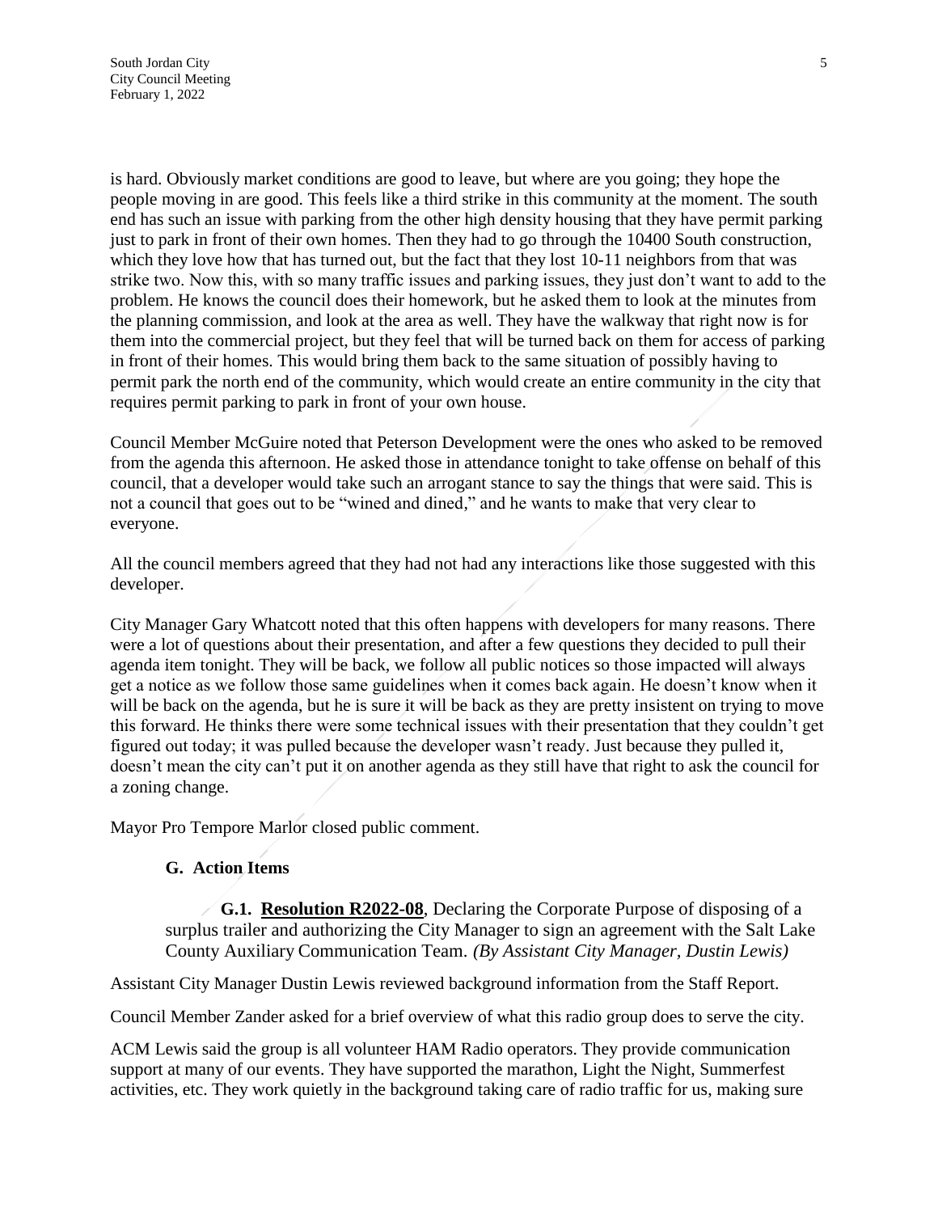is hard. Obviously market conditions are good to leave, but where are you going; they hope the people moving in are good. This feels like a third strike in this community at the moment. The south end has such an issue with parking from the other high density housing that they have permit parking just to park in front of their own homes. Then they had to go through the 10400 South construction, which they love how that has turned out, but the fact that they lost 10-11 neighbors from that was strike two. Now this, with so many traffic issues and parking issues, they just don't want to add to the problem. He knows the council does their homework, but he asked them to look at the minutes from the planning commission, and look at the area as well. They have the walkway that right now is for them into the commercial project, but they feel that will be turned back on them for access of parking in front of their homes. This would bring them back to the same situation of possibly having to permit park the north end of the community, which would create an entire community in the city that requires permit parking to park in front of your own house.

Council Member McGuire noted that Peterson Development were the ones who asked to be removed from the agenda this afternoon. He asked those in attendance tonight to take offense on behalf of this council, that a developer would take such an arrogant stance to say the things that were said. This is not a council that goes out to be "wined and dined," and he wants to make that very clear to everyone.

All the council members agreed that they had not had any interactions like those suggested with this developer.

City Manager Gary Whatcott noted that this often happens with developers for many reasons. There were a lot of questions about their presentation, and after a few questions they decided to pull their agenda item tonight. They will be back, we follow all public notices so those impacted will always get a notice as we follow those same guidelines when it comes back again. He doesn't know when it will be back on the agenda, but he is sure it will be back as they are pretty insistent on trying to move this forward. He thinks there were some technical issues with their presentation that they couldn't get figured out today; it was pulled because the developer wasn't ready. Just because they pulled it, doesn't mean the city can't put it on another agenda as they still have that right to ask the council for a zoning change.

Mayor Pro Tempore Marlor closed public comment.

**G. Action Items**

**G.1. Resolution R2022-08**, Declaring the Corporate Purpose of disposing of a surplus trailer and authorizing the City Manager to sign an agreement with the Salt Lake County Auxiliary Communication Team. *(By Assistant City Manager, Dustin Lewis)*

Assistant City Manager Dustin Lewis reviewed background information from the Staff Report.

Council Member Zander asked for a brief overview of what this radio group does to serve the city.

ACM Lewis said the group is all volunteer HAM Radio operators. They provide communication support at many of our events. They have supported the marathon, Light the Night, Summerfest activities, etc. They work quietly in the background taking care of radio traffic for us, making sure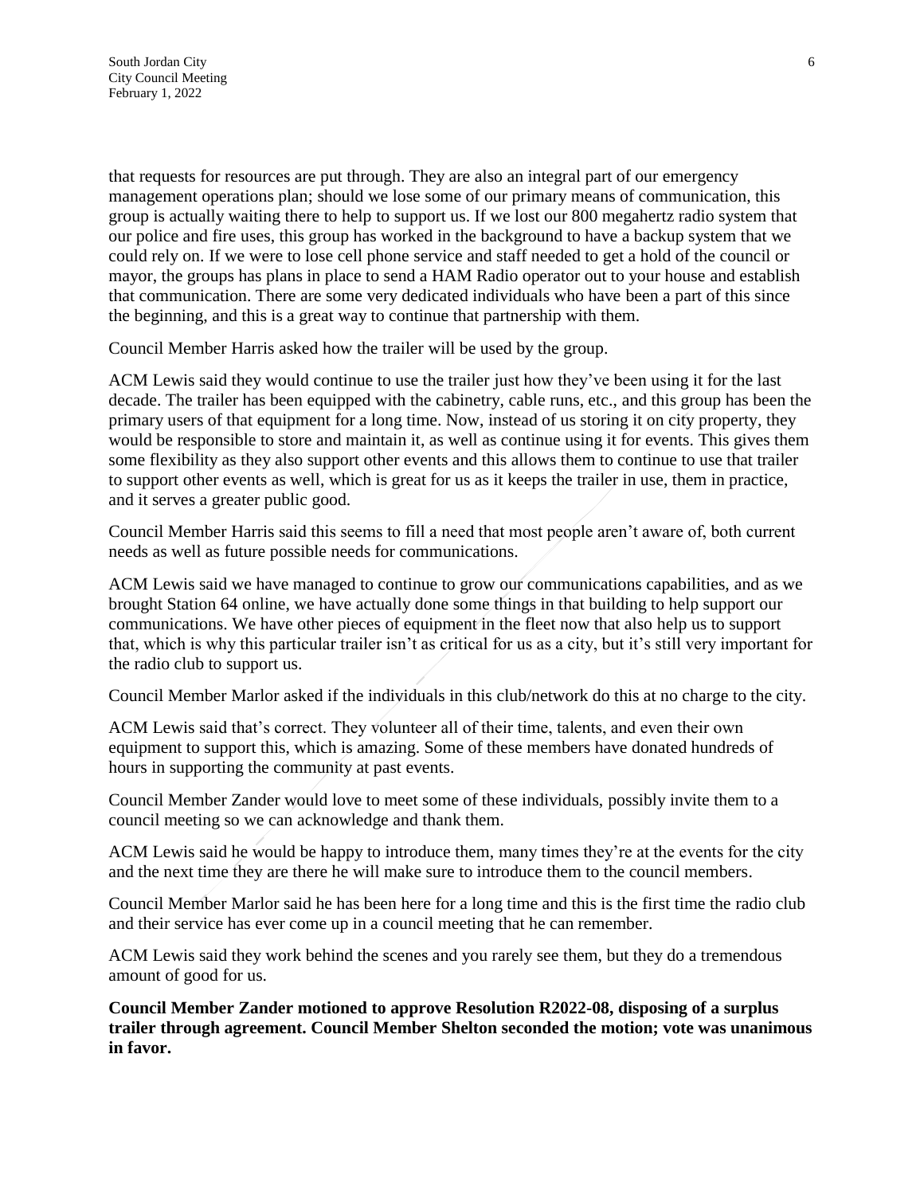that requests for resources are put through. They are also an integral part of our emergency management operations plan; should we lose some of our primary means of communication, this group is actually waiting there to help to support us. If we lost our 800 megahertz radio system that our police and fire uses, this group has worked in the background to have a backup system that we could rely on. If we were to lose cell phone service and staff needed to get a hold of the council or mayor, the groups has plans in place to send a HAM Radio operator out to your house and establish that communication. There are some very dedicated individuals who have been a part of this since the beginning, and this is a great way to continue that partnership with them.

Council Member Harris asked how the trailer will be used by the group.

ACM Lewis said they would continue to use the trailer just how they've been using it for the last decade. The trailer has been equipped with the cabinetry, cable runs, etc., and this group has been the primary users of that equipment for a long time. Now, instead of us storing it on city property, they would be responsible to store and maintain it, as well as continue using it for events. This gives them some flexibility as they also support other events and this allows them to continue to use that trailer to support other events as well, which is great for us as it keeps the trailer in use, them in practice, and it serves a greater public good.

Council Member Harris said this seems to fill a need that most people aren't aware of, both current needs as well as future possible needs for communications.

ACM Lewis said we have managed to continue to grow our communications capabilities, and as we brought Station 64 online, we have actually done some things in that building to help support our communications. We have other pieces of equipment in the fleet now that also help us to support that, which is why this particular trailer isn't as critical for us as a city, but it's still very important for the radio club to support us.

Council Member Marlor asked if the individuals in this club/network do this at no charge to the city.

ACM Lewis said that's correct. They volunteer all of their time, talents, and even their own equipment to support this, which is amazing. Some of these members have donated hundreds of hours in supporting the community at past events.

Council Member Zander would love to meet some of these individuals, possibly invite them to a council meeting so we can acknowledge and thank them.

ACM Lewis said he would be happy to introduce them, many times they're at the events for the city and the next time they are there he will make sure to introduce them to the council members.

Council Member Marlor said he has been here for a long time and this is the first time the radio club and their service has ever come up in a council meeting that he can remember.

ACM Lewis said they work behind the scenes and you rarely see them, but they do a tremendous amount of good for us.

**Council Member Zander motioned to approve Resolution R2022-08, disposing of a surplus trailer through agreement. Council Member Shelton seconded the motion; vote was unanimous in favor.**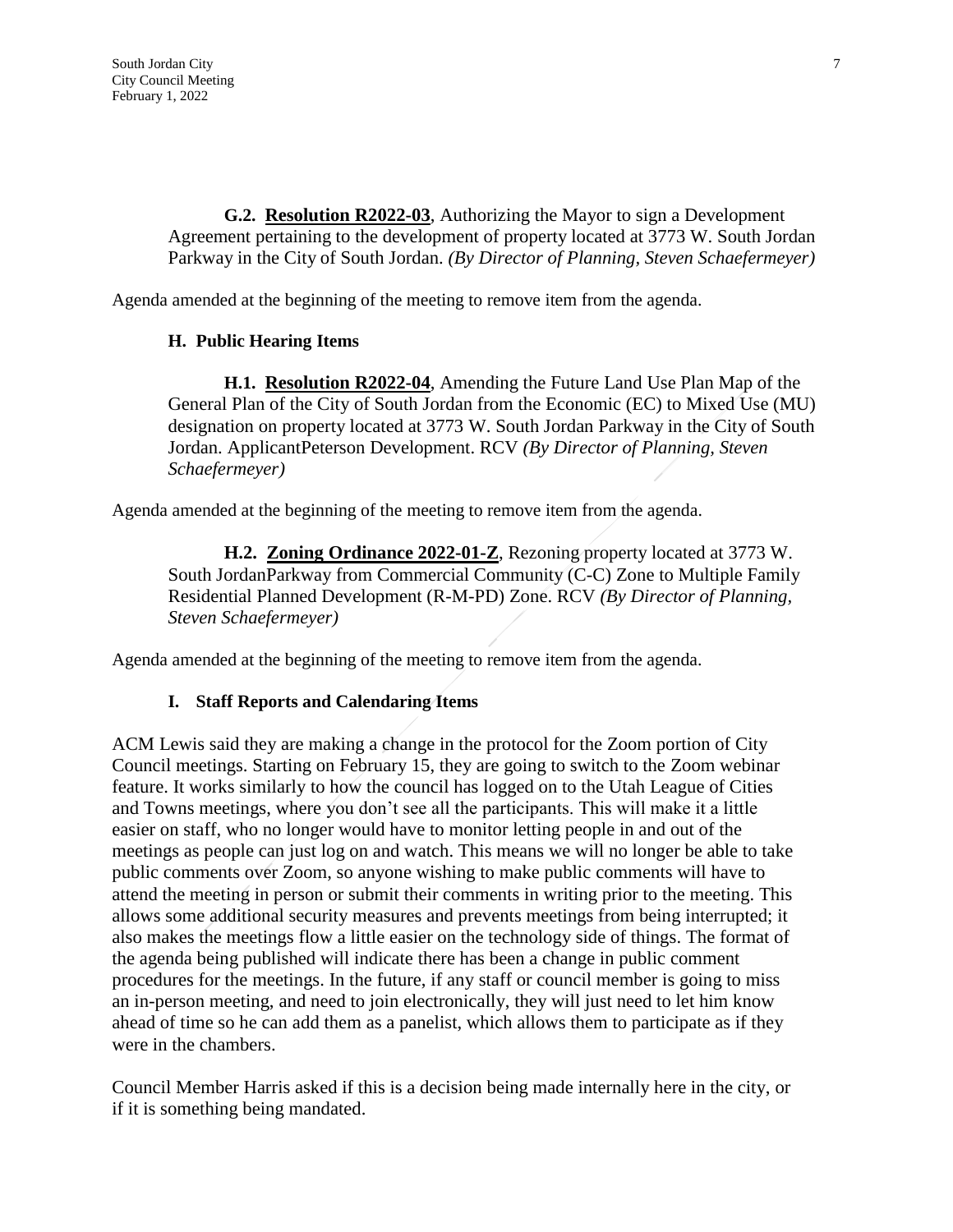**G.2. Resolution R2022-03**, Authorizing the Mayor to sign a Development Agreement pertaining to the development of property located at 3773 W. South Jordan Parkway in the City of South Jordan. *(By Director of Planning, Steven Schaefermeyer)*

Agenda amended at the beginning of the meeting to remove item from the agenda.

**H. Public Hearing Items**

**H.1. Resolution R2022-04**, Amending the Future Land Use Plan Map of the General Plan of the City of South Jordan from the Economic (EC) to Mixed Use (MU) designation on property located at 3773 W. South Jordan Parkway in the City of South Jordan. ApplicantPeterson Development. RCV *(By Director of Planning, Steven Schaefermeyer)*

Agenda amended at the beginning of the meeting to remove item from the agenda.

**H.2. Zoning Ordinance 2022-01-Z**, Rezoning property located at 3773 W. South JordanParkway from Commercial Community (C-C) Zone to Multiple Family Residential Planned Development (R-M-PD) Zone. RCV *(By Director of Planning, Steven Schaefermeyer)*

Agenda amended at the beginning of the meeting to remove item from the agenda.

**I. Staff Reports and Calendaring Items**

ACM Lewis said they are making a change in the protocol for the Zoom portion of City Council meetings. Starting on February 15, they are going to switch to the Zoom webinar feature. It works similarly to how the council has logged on to the Utah League of Cities and Towns meetings, where you don't see all the participants. This will make it a little easier on staff, who no longer would have to monitor letting people in and out of the meetings as people can just log on and watch. This means we will no longer be able to take public comments over Zoom, so anyone wishing to make public comments will have to attend the meeting in person or submit their comments in writing prior to the meeting. This allows some additional security measures and prevents meetings from being interrupted; it also makes the meetings flow a little easier on the technology side of things. The format of the agenda being published will indicate there has been a change in public comment procedures for the meetings. In the future, if any staff or council member is going to miss an in-person meeting, and need to join electronically, they will just need to let him know ahead of time so he can add them as a panelist, which allows them to participate as if they were in the chambers.

Council Member Harris asked if this is a decision being made internally here in the city, or if it is something being mandated.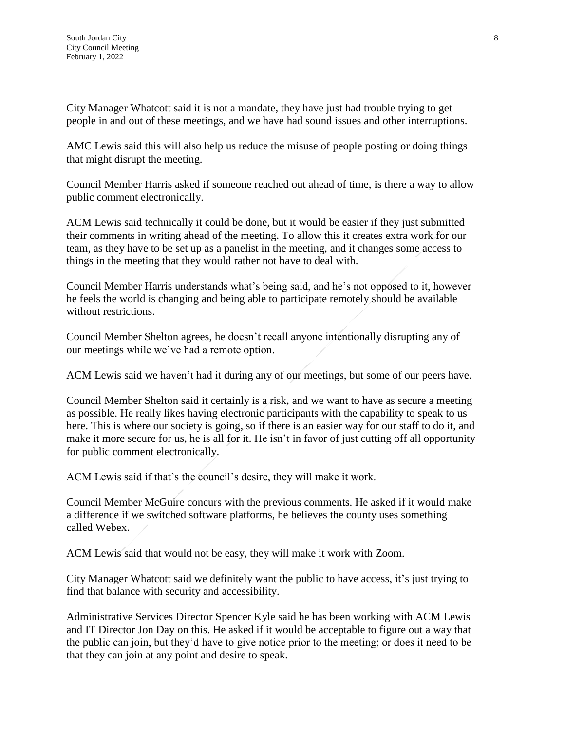City Manager Whatcott said it is not a mandate, they have just had trouble trying to get people in and out of these meetings, and we have had sound issues and other interruptions.

AMC Lewis said this will also help us reduce the misuse of people posting or doing things that might disrupt the meeting.

Council Member Harris asked if someone reached out ahead of time, is there a way to allow public comment electronically.

ACM Lewis said technically it could be done, but it would be easier if they just submitted their comments in writing ahead of the meeting. To allow this it creates extra work for our team, as they have to be set up as a panelist in the meeting, and it changes some access to things in the meeting that they would rather not have to deal with.

Council Member Harris understands what's being said, and he's not opposed to it, however he feels the world is changing and being able to participate remotely should be available without restrictions.

Council Member Shelton agrees, he doesn't recall anyone intentionally disrupting any of our meetings while we've had a remote option.

ACM Lewis said we haven't had it during any of our meetings, but some of our peers have.

Council Member Shelton said it certainly is a risk, and we want to have as secure a meeting as possible. He really likes having electronic participants with the capability to speak to us here. This is where our society is going, so if there is an easier way for our staff to do it, and make it more secure for us, he is all for it. He isn't in favor of just cutting off all opportunity for public comment electronically.

ACM Lewis said if that's the council's desire, they will make it work.

Council Member McGuire concurs with the previous comments. He asked if it would make a difference if we switched software platforms, he believes the county uses something called Webex.

ACM Lewis said that would not be easy, they will make it work with Zoom.

City Manager Whatcott said we definitely want the public to have access, it's just trying to find that balance with security and accessibility.

Administrative Services Director Spencer Kyle said he has been working with ACM Lewis and IT Director Jon Day on this. He asked if it would be acceptable to figure out a way that the public can join, but they'd have to give notice prior to the meeting; or does it need to be that they can join at any point and desire to speak.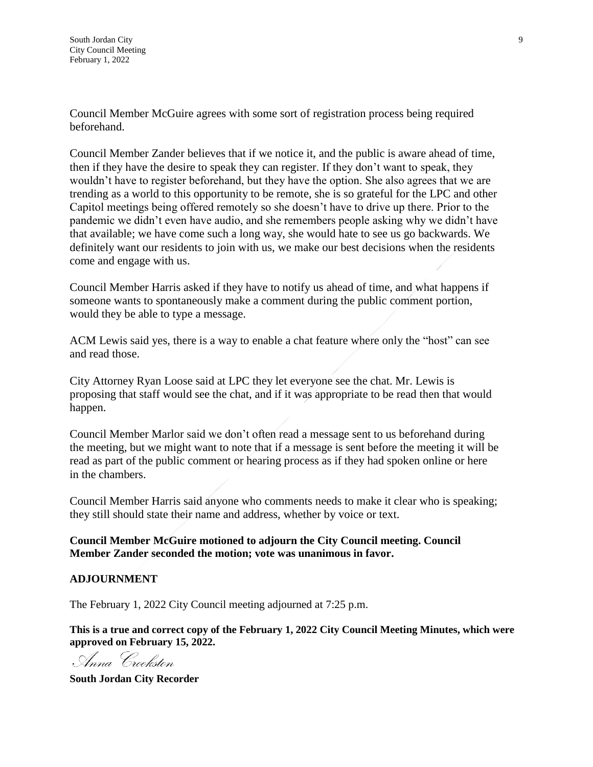Council Member McGuire agrees with some sort of registration process being required beforehand.

Council Member Zander believes that if we notice it, and the public is aware ahead of time, then if they have the desire to speak they can register. If they don't want to speak, they wouldn't have to register beforehand, but they have the option. She also agrees that we are trending as a world to this opportunity to be remote, she is so grateful for the LPC and other Capitol meetings being offered remotely so she doesn't have to drive up there. Prior to the pandemic we didn't even have audio, and she remembers people asking why we didn't have that available; we have come such a long way, she would hate to see us go backwards. We definitely want our residents to join with us, we make our best decisions when the residents come and engage with us.

Council Member Harris asked if they have to notify us ahead of time, and what happens if someone wants to spontaneously make a comment during the public comment portion, would they be able to type a message.

ACM Lewis said yes, there is a way to enable a chat feature where only the "host" can see and read those.

City Attorney Ryan Loose said at LPC they let everyone see the chat. Mr. Lewis is proposing that staff would see the chat, and if it was appropriate to be read then that would happen.

Council Member Marlor said we don't often read a message sent to us beforehand during the meeting, but we might want to note that if a message is sent before the meeting it will be read as part of the public comment or hearing process as if they had spoken online or here in the chambers.

Council Member Harris said anyone who comments needs to make it clear who is speaking; they still should state their name and address, whether by voice or text.

**Council Member McGuire motioned to adjourn the City Council meeting. Council Member Zander seconded the motion; vote was unanimous in favor.**

**ADJOURNMENT**

The February 1, 2022 City Council meeting adjourned at 7:25 p.m.

**This is a true and correct copy of the February 1, 2022 City Council Meeting Minutes, which were approved on February 15, 2022.**

*Anna Crookston*

**South Jordan City Recorder**